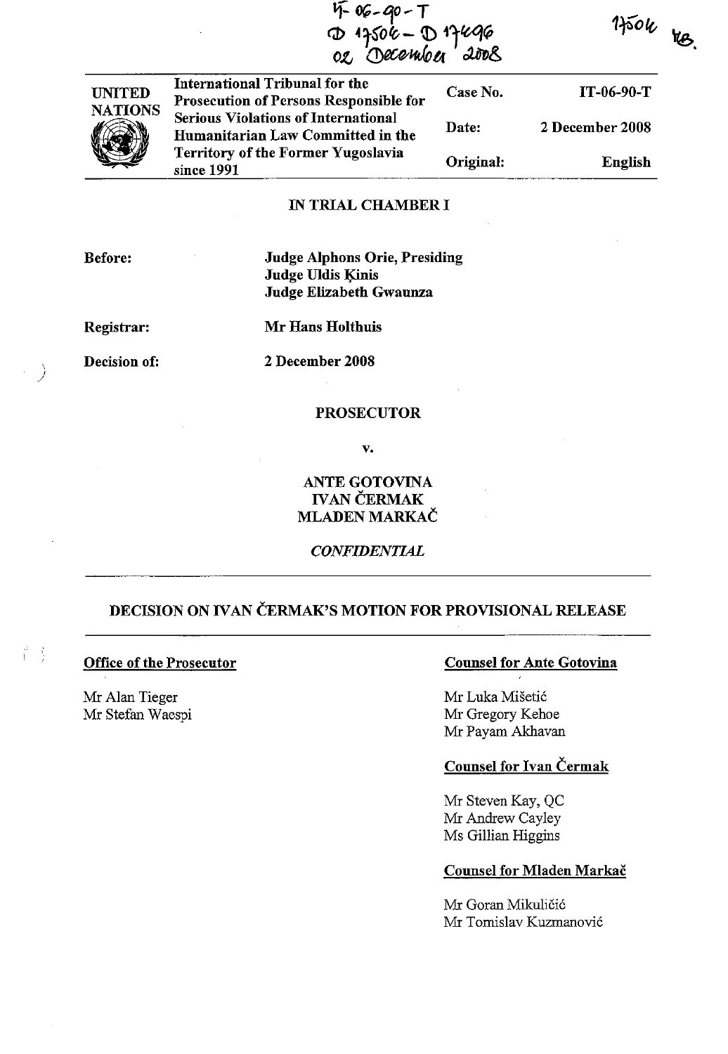IT-06-90-T
D 17506 - D 17496
02 December 2008

17506 KB.

| UNITED NATIONS | International Tribunal for the Prosecution of Persons Responsible for Serious Violations of International Humanitarian Law Committed in the Territory of the Former Yugoslavia since 1991 | Case No. | IT-06-90-T |
|---|---|---|---|
| | | Date: | 2 December 2008 |
| | | Original: | English |

IN TRIAL CHAMBER I

**Before:** Judge Alphons Orie, Presiding
Judge Uldis Ķinis
Judge Elizabeth Gwaunza

**Registrar:** Mr Hans Holthuis

**Decision of:** 2 December 2008

**PROSECUTOR**

**v.**

**ANTE GOTOVINA**
**IVAN ČERMAK**
**MLADEN MARKAČ**

*CONFIDENTIAL*

## DECISION ON IVAN ČERMAK'S MOTION FOR PROVISIONAL RELEASE

**Office of the Prosecutor**

Mr Alan Tieger
Mr Stefan Waespi

**Counsel for Ante Gotovina**

Mr Luka Mišetić
Mr Gregory Kehoe
Mr Payam Akhavan

**Counsel for Ivan Čermak**

Mr Steven Kay, QC
Mr Andrew Cayley
Ms Gillian Higgins

**Counsel for Mladen Markač**

Mr Goran Mikuličić
Mr Tomislav Kuzmanović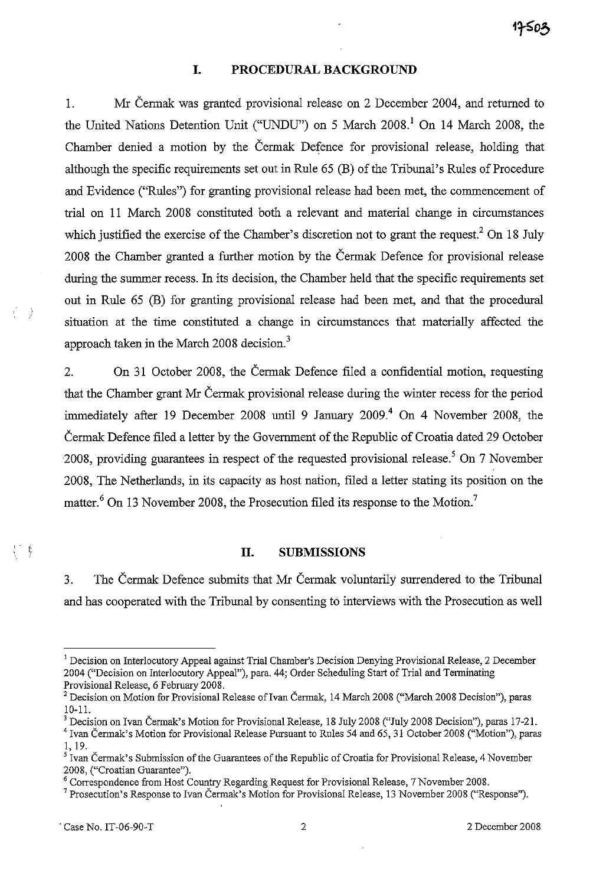## I. PROCEDURAL BACKGROUND

1. Mr Čermak was granted provisional release on 2 December 2004, and returned to the United Nations Detention Unit ("UNDU") on 5 March 2008.[1] On 14 March 2008, the Chamber denied a motion by the Čermak Defence for provisional release, holding that although the specific requirements set out in Rule 65 (B) of the Tribunal's Rules of Procedure and Evidence ("Rules") for granting provisional release had been met, the commencement of trial on 11 March 2008 constituted both a relevant and material change in circumstances which justified the exercise of the Chamber's discretion not to grant the request.[2] On 18 July 2008 the Chamber granted a further motion by the Čermak Defence for provisional release during the summer recess. In its decision, the Chamber held that the specific requirements set out in Rule 65 (B) for granting provisional release had been met, and that the procedural situation at the time constituted a change in circumstances that materially affected the approach taken in the March 2008 decision.[3]

2. On 31 October 2008, the Čermak Defence filed a confidential motion, requesting that the Chamber grant Mr Čermak provisional release during the winter recess for the period immediately after 19 December 2008 until 9 January 2009.[4] On 4 November 2008, the Čermak Defence filed a letter by the Government of the Republic of Croatia dated 29 October 2008, providing guarantees in respect of the requested provisional release.[5] On 7 November 2008, The Netherlands, in its capacity as host nation, filed a letter stating its position on the matter.[6] On 13 November 2008, the Prosecution filed its response to the Motion.[7]

## II. SUBMISSIONS

3. The Čermak Defence submits that Mr Čermak voluntarily surrendered to the Tribunal and has cooperated with the Tribunal by consenting to interviews with the Prosecution as well

---

[1] Decision on Interlocutory Appeal against Trial Chamber's Decision Denying Provisional Release, 2 December 2004 ("Decision on Interlocutory Appeal"), para. 44; Order Scheduling Start of Trial and Terminating Provisional Release, 6 February 2008.

[2] Decision on Motion for Provisional Release of Ivan Čermak, 14 March 2008 ("March 2008 Decision"), paras 10-11.

[3] Decision on Ivan Čermak's Motion for Provisional Release, 18 July 2008 ("July 2008 Decision"), paras 17-21.

[4] Ivan Čermak's Motion for Provisional Release Pursuant to Rules 54 and 65, 31 October 2008 ("Motion"), paras 1, 19.

[5] Ivan Čermak's Submission of the Guarantees of the Republic of Croatia for Provisional Release, 4 November 2008, ("Croatian Guarantee").

[6] Correspondence from Host Country Regarding Request for Provisional Release, 7 November 2008.

[7] Prosecution's Response to Ivan Čermak's Motion for Provisional Release, 13 November 2008 ("Response").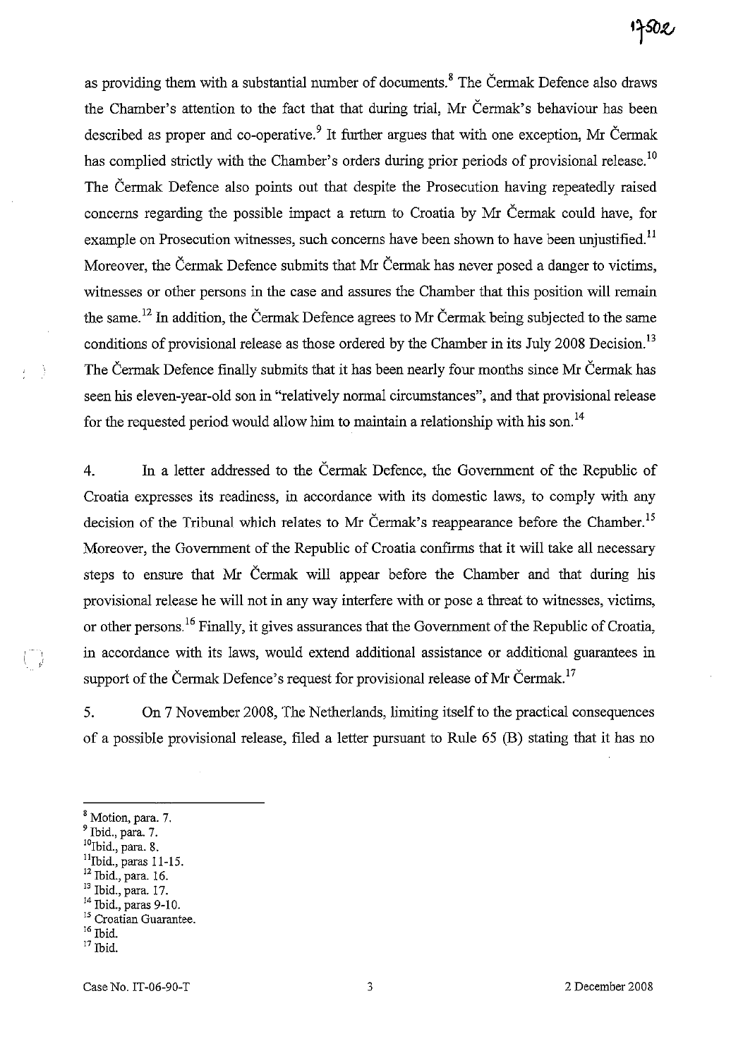as providing them with a substantial number of documents.[8] The Čermak Defence also draws the Chamber's attention to the fact that that during trial, Mr Čermak's behaviour has been described as proper and co-operative.[9] It further argues that with one exception, Mr Čermak has complied strictly with the Chamber's orders during prior periods of provisional release.[10] The Čermak Defence also points out that despite the Prosecution having repeatedly raised concerns regarding the possible impact a return to Croatia by Mr Čermak could have, for example on Prosecution witnesses, such concerns have been shown to have been unjustified.[11] Moreover, the Čermak Defence submits that Mr Čermak has never posed a danger to victims, witnesses or other persons in the case and assures the Chamber that this position will remain the same.[12] In addition, the Čermak Defence agrees to Mr Čermak being subjected to the same conditions of provisional release as those ordered by the Chamber in its July 2008 Decision.[13] The Čermak Defence finally submits that it has been nearly four months since Mr Čermak has seen his eleven-year-old son in "relatively normal circumstances", and that provisional release for the requested period would allow him to maintain a relationship with his son.[14]

4. In a letter addressed to the Čermak Defence, the Government of the Republic of Croatia expresses its readiness, in accordance with its domestic laws, to comply with any decision of the Tribunal which relates to Mr Čermak's reappearance before the Chamber.[15] Moreover, the Government of the Republic of Croatia confirms that it will take all necessary steps to ensure that Mr Čermak will appear before the Chamber and that during his provisional release he will not in any way interfere with or pose a threat to witnesses, victims, or other persons.[16] Finally, it gives assurances that the Government of the Republic of Croatia, in accordance with its laws, would extend additional assistance or additional guarantees in support of the Čermak Defence's request for provisional release of Mr Čermak.[17]

5. On 7 November 2008, The Netherlands, limiting itself to the practical consequences of a possible provisional release, filed a letter pursuant to Rule 65 (B) stating that it has no

---

[8] Motion, para. 7.
[9] Ibid., para. 7.
[10] Ibid., para. 8.
[11] Ibid., paras 11-15.
[12] Ibid., para. 16.
[13] Ibid., para. 17.
[14] Ibid., paras 9-10.
[15] Croatian Guarantee.
[16] Ibid.
[17] Ibid.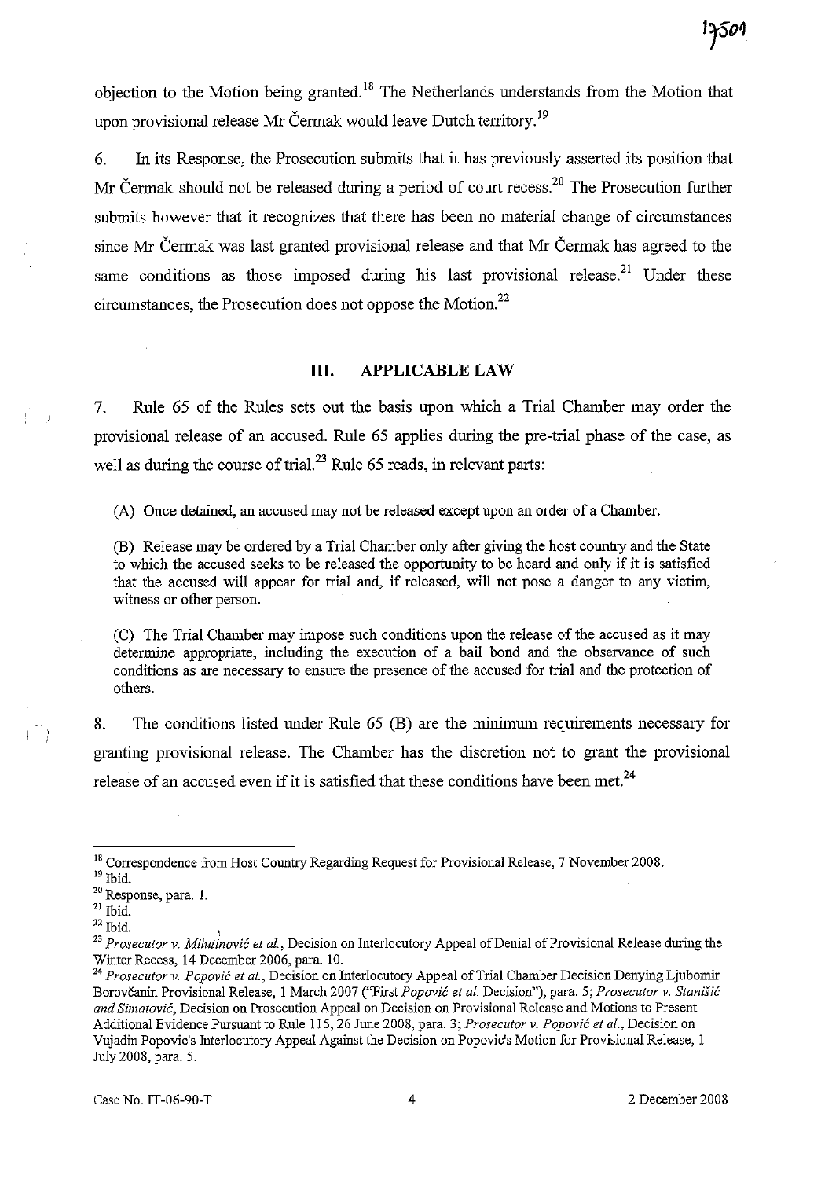objection to the Motion being granted.[18] The Netherlands understands from the Motion that upon provisional release Mr Čermak would leave Dutch territory.[19]

6. In its Response, the Prosecution submits that it has previously asserted its position that Mr Čermak should not be released during a period of court recess.[20] The Prosecution further submits however that it recognizes that there has been no material change of circumstances since Mr Čermak was last granted provisional release and that Mr Čermak has agreed to the same conditions as those imposed during his last provisional release.[21] Under these circumstances, the Prosecution does not oppose the Motion.[22]

## III. APPLICABLE LAW

7. Rule 65 of the Rules sets out the basis upon which a Trial Chamber may order the provisional release of an accused. Rule 65 applies during the pre-trial phase of the case, as well as during the course of trial.[23] Rule 65 reads, in relevant parts:

> (A) Once detained, an accused may not be released except upon an order of a Chamber.
>
> (B) Release may be ordered by a Trial Chamber only after giving the host country and the State to which the accused seeks to be released the opportunity to be heard and only if it is satisfied that the accused will appear for trial and, if released, will not pose a danger to any victim, witness or other person.
>
> (C) The Trial Chamber may impose such conditions upon the release of the accused as it may determine appropriate, including the execution of a bail bond and the observance of such conditions as are necessary to ensure the presence of the accused for trial and the protection of others.

8. The conditions listed under Rule 65 (B) are the minimum requirements necessary for granting provisional release. The Chamber has the discretion not to grant the provisional release of an accused even if it is satisfied that these conditions have been met.[24]

---

[18] Correspondence from Host Country Regarding Request for Provisional Release, 7 November 2008.

[19] Ibid.

[20] Response, para. 1.

[21] Ibid.

[22] Ibid.

[23] *Prosecutor v. Milutinović et al.*, Decision on Interlocutory Appeal of Denial of Provisional Release during the Winter Recess, 14 December 2006, para. 10.

[24] *Prosecutor v. Popović et al.*, Decision on Interlocutory Appeal of Trial Chamber Decision Denying Ljubomir Borovčanin Provisional Release, 1 March 2007 ("First *Popović et al.* Decision"), para. 5; *Prosecutor v. Stanišić and Simatović*, Decision on Prosecution Appeal on Decision on Provisional Release and Motions to Present Additional Evidence Pursuant to Rule 115, 26 June 2008, para. 3; *Prosecutor v. Popović et al.*, Decision on Vujadin Popovic's Interlocutory Appeal Against the Decision on Popovic's Motion for Provisional Release, 1 July 2008, para. 5.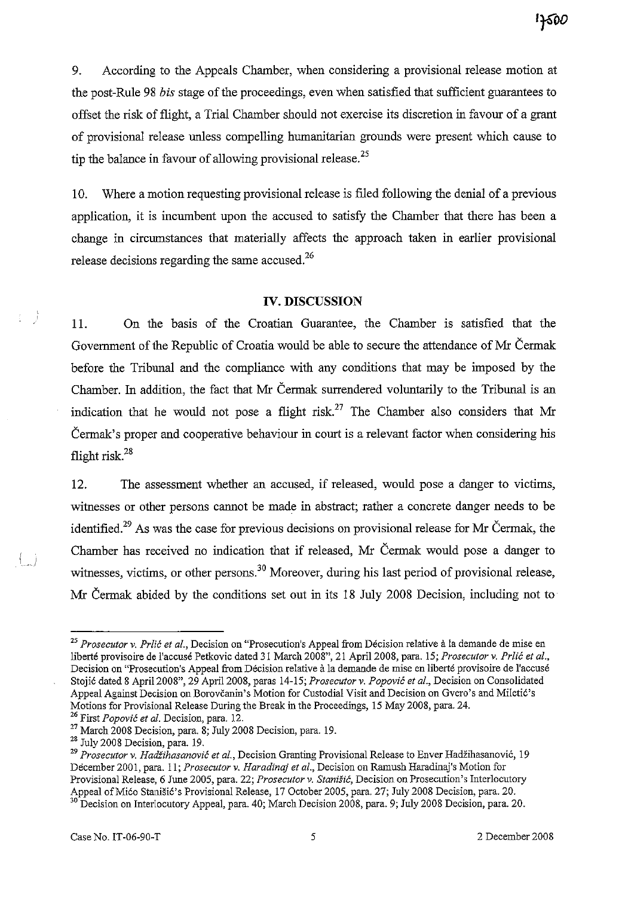9. According to the Appeals Chamber, when considering a provisional release motion at the post-Rule 98 *bis* stage of the proceedings, even when satisfied that sufficient guarantees to offset the risk of flight, a Trial Chamber should not exercise its discretion in favour of a grant of provisional release unless compelling humanitarian grounds were present which cause to tip the balance in favour of allowing provisional release.[25]

10. Where a motion requesting provisional release is filed following the denial of a previous application, it is incumbent upon the accused to satisfy the Chamber that there has been a change in circumstances that materially affects the approach taken in earlier provisional release decisions regarding the same accused.[26]

## IV. DISCUSSION

11. On the basis of the Croatian Guarantee, the Chamber is satisfied that the Government of the Republic of Croatia would be able to secure the attendance of Mr Čermak before the Tribunal and the compliance with any conditions that may be imposed by the Chamber. In addition, the fact that Mr Čermak surrendered voluntarily to the Tribunal is an indication that he would not pose a flight risk.[27] The Chamber also considers that Mr Čermak's proper and cooperative behaviour in court is a relevant factor when considering his flight risk.[28]

12. The assessment whether an accused, if released, would pose a danger to victims, witnesses or other persons cannot be made in abstract; rather a concrete danger needs to be identified.[29] As was the case for previous decisions on provisional release for Mr Čermak, the Chamber has received no indication that if released, Mr Čermak would pose a danger to witnesses, victims, or other persons.[30] Moreover, during his last period of provisional release, Mr Čermak abided by the conditions set out in its 18 July 2008 Decision, including not to

---

[25] *Prosecutor v. Prlić et al.*, Decision on "Prosecution's Appeal from Décision relative à la demande de mise en liberté provisoire de l'accusé Petkovic dated 31 March 2008", 21 April 2008, para. 15; *Prosecutor v. Prlić et al.*, Decision on "Prosecution's Appeal from Décision relative à la demande de mise en liberté provisoire de l'accusé Stojić dated 8 April 2008", 29 April 2008, paras 14-15; *Prosecutor v. Popović et al.*, Decision on Consolidated Appeal Against Decision on Borovčanin's Motion for Custodial Visit and Decision on Gvero's and Miletić's Motions for Provisional Release During the Break in the Proceedings, 15 May 2008, para. 24.

[26] First *Popović et al.* Decision, para. 12.

[27] March 2008 Decision, para. 8; July 2008 Decision, para. 19.

[28] July 2008 Decision, para. 19.

[29] *Prosecutor v. Hadžihasanović et al.*, Decision Granting Provisional Release to Enver Hadžihasanović, 19 December 2001, para. 11; *Prosecutor v. Haradinaj et al.*, Decision on Ramush Haradinaj's Motion for Provisional Release, 6 June 2005, para. 22; *Prosecutor v. Stanišić*, Decision on Prosecution's Interlocutory Appeal of Mićo Stanišić's Provisional Release, 17 October 2005, para. 27; July 2008 Decision, para. 20.

[30] Decision on Interlocutory Appeal, para. 40; March Decision 2008, para. 9; July 2008 Decision, para. 20.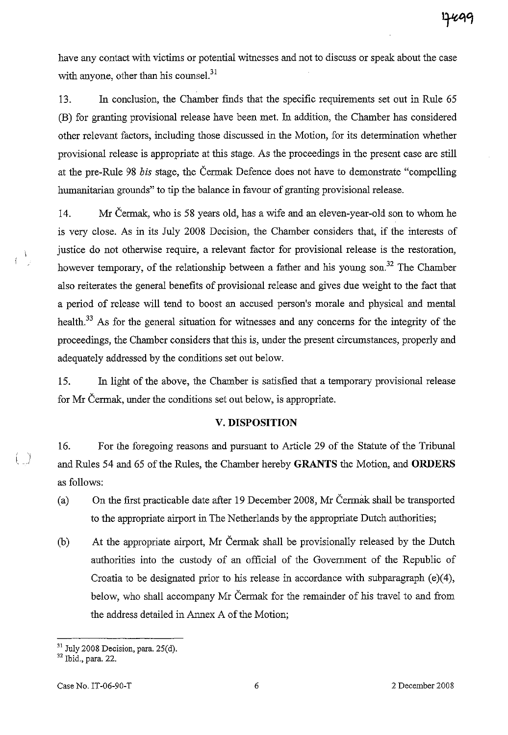have any contact with victims or potential witnesses and not to discuss or speak about the case with anyone, other than his counsel.[31]

13. In conclusion, the Chamber finds that the specific requirements set out in Rule 65 (B) for granting provisional release have been met. In addition, the Chamber has considered other relevant factors, including those discussed in the Motion, for its determination whether provisional release is appropriate at this stage. As the proceedings in the present case are still at the pre-Rule 98 *bis* stage, the Čermak Defence does not have to demonstrate "compelling humanitarian grounds" to tip the balance in favour of granting provisional release.

14. Mr Čermak, who is 58 years old, has a wife and an eleven-year-old son to whom he is very close. As in its July 2008 Decision, the Chamber considers that, if the interests of justice do not otherwise require, a relevant factor for provisional release is the restoration, however temporary, of the relationship between a father and his young son.[32] The Chamber also reiterates the general benefits of provisional release and gives due weight to the fact that a period of release will tend to boost an accused person's morale and physical and mental health.[33] As for the general situation for witnesses and any concerns for the integrity of the proceedings, the Chamber considers that this is, under the present circumstances, properly and adequately addressed by the conditions set out below.

15. In light of the above, the Chamber is satisfied that a temporary provisional release for Mr Čermak, under the conditions set out below, is appropriate.

## V. DISPOSITION

16. For the foregoing reasons and pursuant to Article 29 of the Statute of the Tribunal and Rules 54 and 65 of the Rules, the Chamber hereby **GRANTS** the Motion, and **ORDERS** as follows:

(a) On the first practicable date after 19 December 2008, Mr Čermak shall be transported to the appropriate airport in The Netherlands by the appropriate Dutch authorities;

(b) At the appropriate airport, Mr Čermak shall be provisionally released by the Dutch authorities into the custody of an official of the Government of the Republic of Croatia to be designated prior to his release in accordance with subparagraph (e)(4), below, who shall accompany Mr Čermak for the remainder of his travel to and from the address detailed in Annex A of the Motion;

---

[31] July 2008 Decision, para. 25(d).
[32] Ibid., para. 22.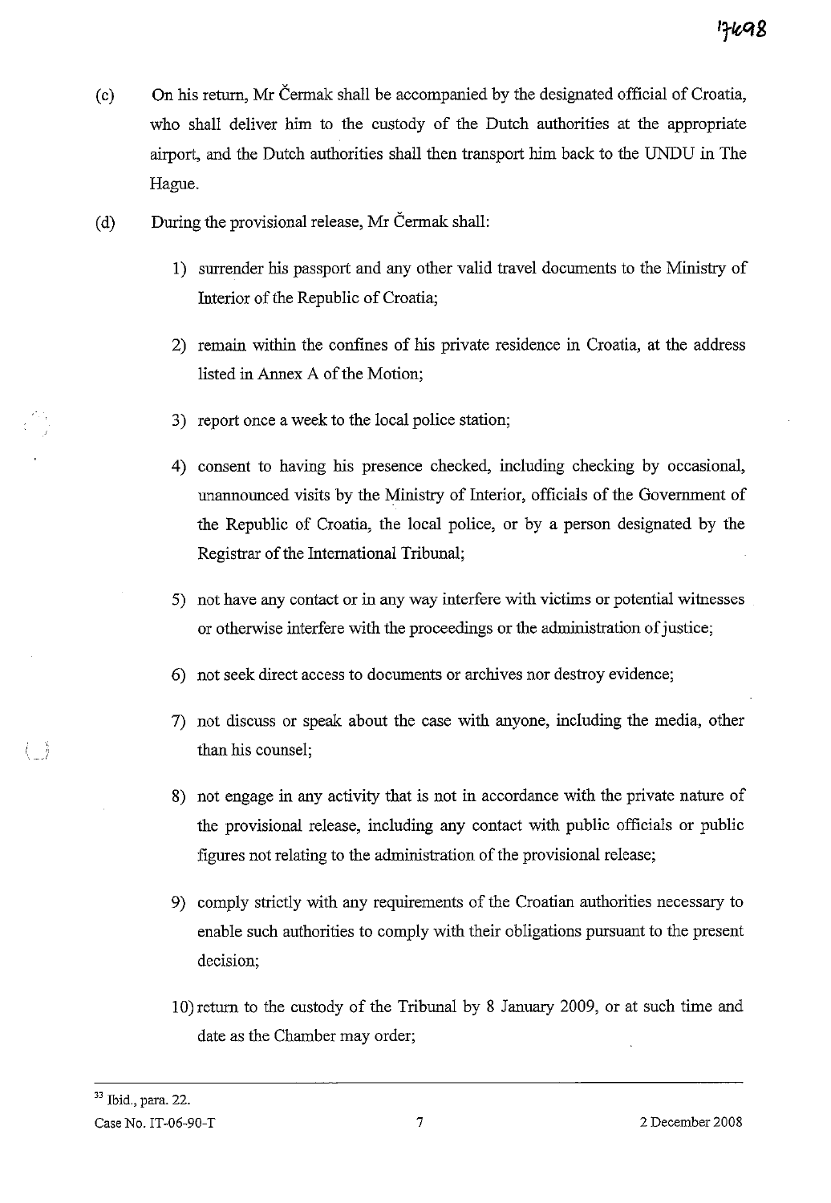(c) On his return, Mr Čermak shall be accompanied by the designated official of Croatia, who shall deliver him to the custody of the Dutch authorities at the appropriate airport, and the Dutch authorities shall then transport him back to the UNDU in The Hague.

(d) During the provisional release, Mr Čermak shall:

1) surrender his passport and any other valid travel documents to the Ministry of Interior of the Republic of Croatia;

2) remain within the confines of his private residence in Croatia, at the address listed in Annex A of the Motion;

3) report once a week to the local police station;

4) consent to having his presence checked, including checking by occasional, unannounced visits by the Ministry of Interior, officials of the Government of the Republic of Croatia, the local police, or by a person designated by the Registrar of the International Tribunal;

5) not have any contact or in any way interfere with victims or potential witnesses or otherwise interfere with the proceedings or the administration of justice;

6) not seek direct access to documents or archives nor destroy evidence;

7) not discuss or speak about the case with anyone, including the media, other than his counsel;

8) not engage in any activity that is not in accordance with the private nature of the provisional release, including any contact with public officials or public figures not relating to the administration of the provisional release;

9) comply strictly with any requirements of the Croatian authorities necessary to enable such authorities to comply with their obligations pursuant to the present decision;

10) return to the custody of the Tribunal by 8 January 2009, or at such time and date as the Chamber may order;

---

[33] Ibid., para. 22.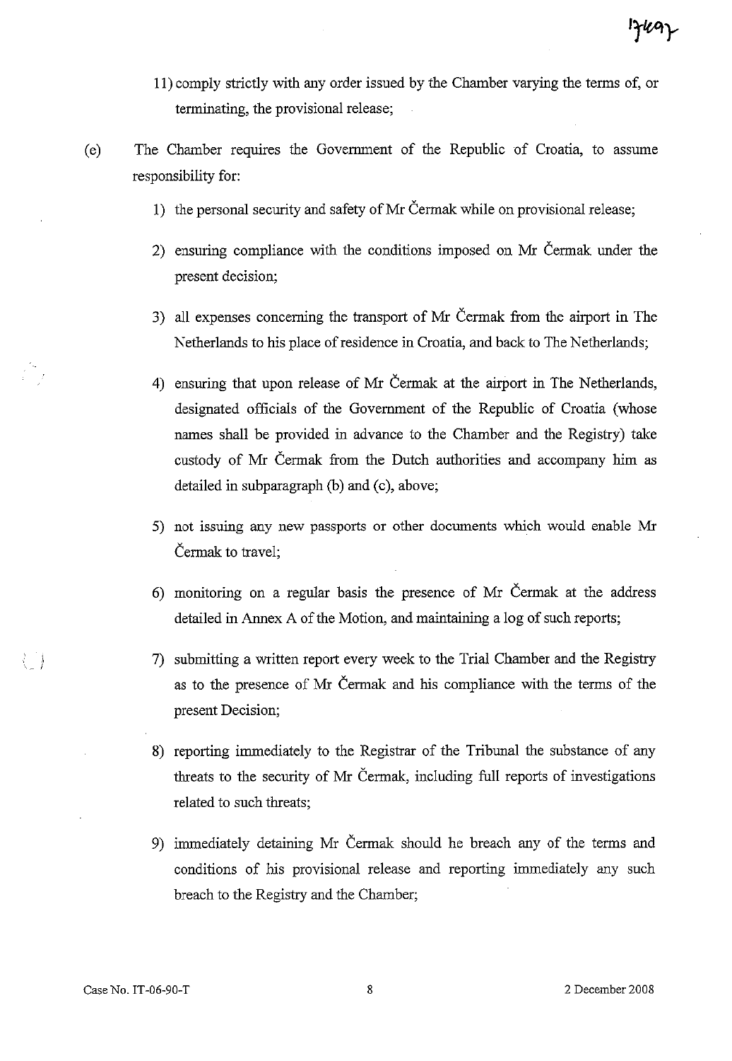11) comply strictly with any order issued by the Chamber varying the terms of, or terminating, the provisional release;

(e) The Chamber requires the Government of the Republic of Croatia, to assume responsibility for:

1) the personal security and safety of Mr Čermak while on provisional release;

2) ensuring compliance with the conditions imposed on Mr Čermak under the present decision;

3) all expenses concerning the transport of Mr Čermak from the airport in The Netherlands to his place of residence in Croatia, and back to The Netherlands;

4) ensuring that upon release of Mr Čermak at the airport in The Netherlands, designated officials of the Government of the Republic of Croatia (whose names shall be provided in advance to the Chamber and the Registry) take custody of Mr Čermak from the Dutch authorities and accompany him as detailed in subparagraph (b) and (c), above;

5) not issuing any new passports or other documents which would enable Mr Čermak to travel;

6) monitoring on a regular basis the presence of Mr Čermak at the address detailed in Annex A of the Motion, and maintaining a log of such reports;

7) submitting a written report every week to the Trial Chamber and the Registry as to the presence of Mr Čermak and his compliance with the terms of the present Decision;

8) reporting immediately to the Registrar of the Tribunal the substance of any threats to the security of Mr Čermak, including full reports of investigations related to such threats;

9) immediately detaining Mr Čermak should he breach any of the terms and conditions of his provisional release and reporting immediately any such breach to the Registry and the Chamber;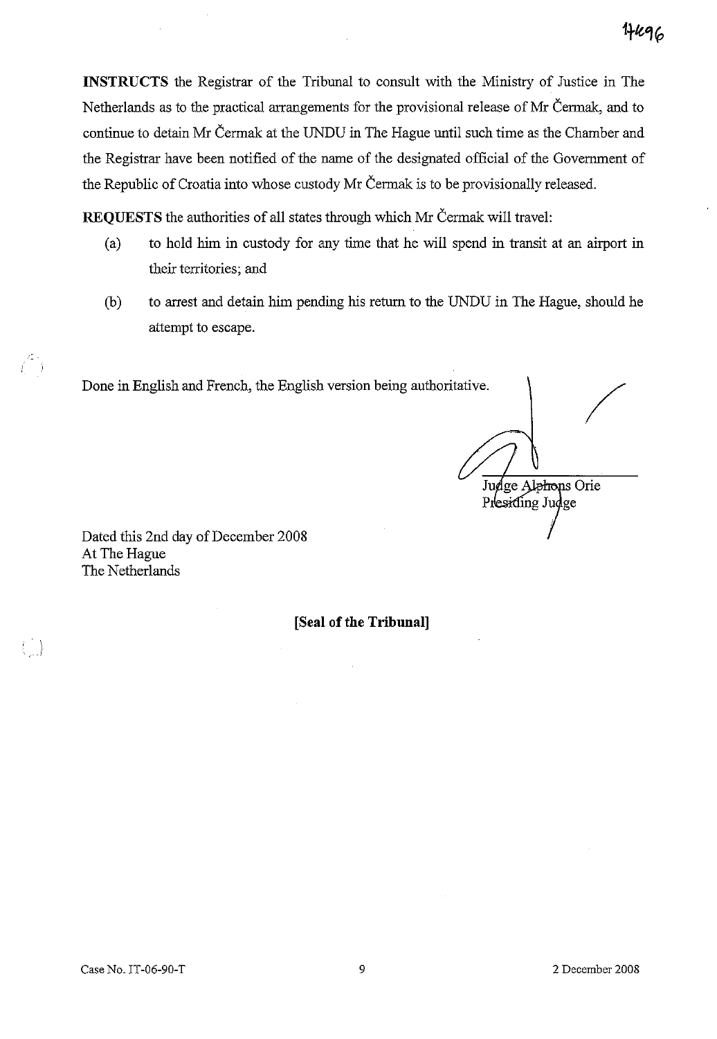**INSTRUCTS** the Registrar of the Tribunal to consult with the Ministry of Justice in The Netherlands as to the practical arrangements for the provisional release of Mr Čermak, and to continue to detain Mr Čermak at the UNDU in The Hague until such time as the Chamber and the Registrar have been notified of the name of the designated official of the Government of the Republic of Croatia into whose custody Mr Čermak is to be provisionally released.

**REQUESTS** the authorities of all states through which Mr Čermak will travel:

(a) to hold him in custody for any time that he will spend in transit at an airport in their territories; and

(b) to arrest and detain him pending his return to the UNDU in The Hague, should he attempt to escape.

Done in English and French, the English version being authoritative.

Judge Alphons Orie
Presiding Judge

Dated this 2nd day of December 2008
At The Hague
The Netherlands

**[Seal of the Tribunal]**